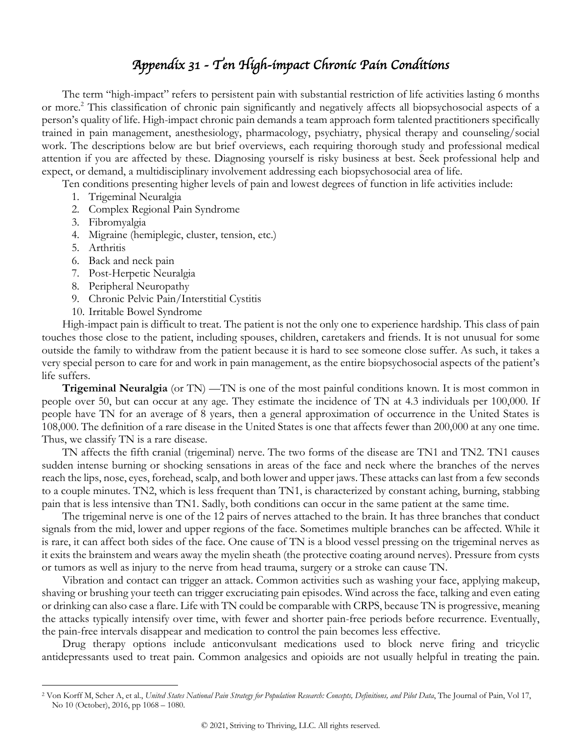# Appendix 31 - Ten High-impact Chronic Pain Conditions

The term "high-impact" refers to persistent pain with substantial restriction of life activities lasting 6 months or more.[2] This classification of chronic pain significantly and negatively affects all biopsychosocial aspects of a person's quality of life. High-impact chronic pain demands a team approach form talented practitioners specifically trained in pain management, anesthesiology, pharmacology, psychiatry, physical therapy and counseling/social work. The descriptions below are but brief overviews, each requiring thorough study and professional medical attention if you are affected by these. Diagnosing yourself is risky business at best. Seek professional help and expect, or demand, a multidisciplinary involvement addressing each biopsychosocial area of life.

Ten conditions presenting higher levels of pain and lowest degrees of function in life activities include:

1. Trigeminal Neuralgia
2. Complex Regional Pain Syndrome
3. Fibromyalgia
4. Migraine (hemiplegic, cluster, tension, etc.)
5. Arthritis
6. Back and neck pain
7. Post-Herpetic Neuralgia
8. Peripheral Neuropathy
9. Chronic Pelvic Pain/Interstitial Cystitis
10. Irritable Bowel Syndrome

High-impact pain is difficult to treat. The patient is not the only one to experience hardship. This class of pain touches those close to the patient, including spouses, children, caretakers and friends. It is not unusual for some outside the family to withdraw from the patient because it is hard to see someone close suffer. As such, it takes a very special person to care for and work in pain management, as the entire biopsychosocial aspects of the patient's life suffers.

**Trigeminal Neuralgia** (or TN) —TN is one of the most painful conditions known. It is most common in people over 50, but can occur at any age. They estimate the incidence of TN at 4.3 individuals per 100,000. If people have TN for an average of 8 years, then a general approximation of occurrence in the United States is 108,000. The definition of a rare disease in the United States is one that affects fewer than 200,000 at any one time. Thus, we classify TN is a rare disease.

TN affects the fifth cranial (trigeminal) nerve. The two forms of the disease are TN1 and TN2. TN1 causes sudden intense burning or shocking sensations in areas of the face and neck where the branches of the nerves reach the lips, nose, eyes, forehead, scalp, and both lower and upper jaws. These attacks can last from a few seconds to a couple minutes. TN2, which is less frequent than TN1, is characterized by constant aching, burning, stabbing pain that is less intensive than TN1. Sadly, both conditions can occur in the same patient at the same time.

The trigeminal nerve is one of the 12 pairs of nerves attached to the brain. It has three branches that conduct signals from the mid, lower and upper regions of the face. Sometimes multiple branches can be affected. While it is rare, it can affect both sides of the face. One cause of TN is a blood vessel pressing on the trigeminal nerves as it exits the brainstem and wears away the myelin sheath (the protective coating around nerves). Pressure from cysts or tumors as well as injury to the nerve from head trauma, surgery or a stroke can cause TN.

Vibration and contact can trigger an attack. Common activities such as washing your face, applying makeup, shaving or brushing your teeth can trigger excruciating pain episodes. Wind across the face, talking and even eating or drinking can also case a flare. Life with TN could be comparable with CRPS, because TN is progressive, meaning the attacks typically intensify over time, with fewer and shorter pain-free periods before recurrence. Eventually, the pain-free intervals disappear and medication to control the pain becomes less effective.

Drug therapy options include anticonvulsant medications used to block nerve firing and tricyclic antidepressants used to treat pain. Common analgesics and opioids are not usually helpful in treating the pain.

---

[2] Von Korff M, Scher A, et al., *United States National Pain Strategy for Population Research: Concepts, Definitions, and Pilot Data*, The Journal of Pain, Vol 17, No 10 (October), 2016, pp 1068 – 1080.

© 2021, Striving to Thriving, LLC. All rights reserved.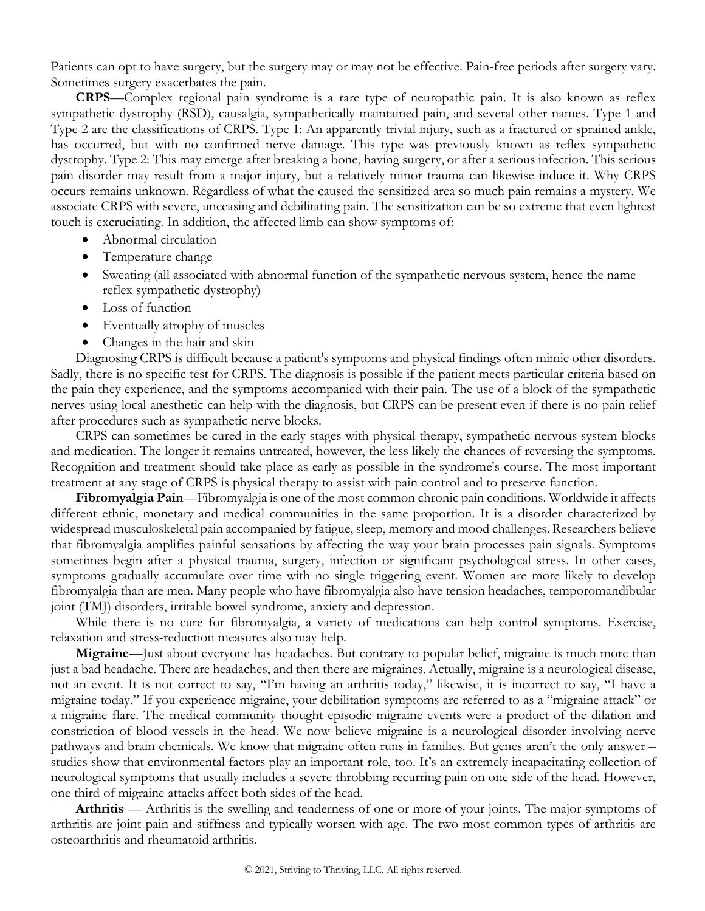Patients can opt to have surgery, but the surgery may or may not be effective. Pain-free periods after surgery vary. Sometimes surgery exacerbates the pain.

**CRPS**—Complex regional pain syndrome is a rare type of neuropathic pain. It is also known as reflex sympathetic dystrophy (RSD), causalgia, sympathetically maintained pain, and several other names. Type 1 and Type 2 are the classifications of CRPS. Type 1: An apparently trivial injury, such as a fractured or sprained ankle, has occurred, but with no confirmed nerve damage. This type was previously known as reflex sympathetic dystrophy. Type 2: This may emerge after breaking a bone, having surgery, or after a serious infection. This serious pain disorder may result from a major injury, but a relatively minor trauma can likewise induce it. Why CRPS occurs remains unknown. Regardless of what the caused the sensitized area so much pain remains a mystery. We associate CRPS with severe, unceasing and debilitating pain. The sensitization can be so extreme that even lightest touch is excruciating. In addition, the affected limb can show symptoms of:

- Abnormal circulation
- Temperature change
- Sweating (all associated with abnormal function of the sympathetic nervous system, hence the name reflex sympathetic dystrophy)
- Loss of function
- Eventually atrophy of muscles
- Changes in the hair and skin

Diagnosing CRPS is difficult because a patient's symptoms and physical findings often mimic other disorders. Sadly, there is no specific test for CRPS. The diagnosis is possible if the patient meets particular criteria based on the pain they experience, and the symptoms accompanied with their pain. The use of a block of the sympathetic nerves using local anesthetic can help with the diagnosis, but CRPS can be present even if there is no pain relief after procedures such as sympathetic nerve blocks.

CRPS can sometimes be cured in the early stages with physical therapy, sympathetic nervous system blocks and medication. The longer it remains untreated, however, the less likely the chances of reversing the symptoms. Recognition and treatment should take place as early as possible in the syndrome's course. The most important treatment at any stage of CRPS is physical therapy to assist with pain control and to preserve function.

**Fibromyalgia Pain**—Fibromyalgia is one of the most common chronic pain conditions. Worldwide it affects different ethnic, monetary and medical communities in the same proportion. It is a disorder characterized by widespread musculoskeletal pain accompanied by fatigue, sleep, memory and mood challenges. Researchers believe that fibromyalgia amplifies painful sensations by affecting the way your brain processes pain signals. Symptoms sometimes begin after a physical trauma, surgery, infection or significant psychological stress. In other cases, symptoms gradually accumulate over time with no single triggering event. Women are more likely to develop fibromyalgia than are men. Many people who have fibromyalgia also have tension headaches, temporomandibular joint (TMJ) disorders, irritable bowel syndrome, anxiety and depression.

While there is no cure for fibromyalgia, a variety of medications can help control symptoms. Exercise, relaxation and stress-reduction measures also may help.

**Migraine**—Just about everyone has headaches. But contrary to popular belief, migraine is much more than just a bad headache. There are headaches, and then there are migraines. Actually, migraine is a neurological disease, not an event. It is not correct to say, "I'm having an arthritis today," likewise, it is incorrect to say, "I have a migraine today." If you experience migraine, your debilitation symptoms are referred to as a "migraine attack" or a migraine flare. The medical community thought episodic migraine events were a product of the dilation and constriction of blood vessels in the head. We now believe migraine is a neurological disorder involving nerve pathways and brain chemicals. We know that migraine often runs in families. But genes aren't the only answer – studies show that environmental factors play an important role, too. It's an extremely incapacitating collection of neurological symptoms that usually includes a severe throbbing recurring pain on one side of the head. However, one third of migraine attacks affect both sides of the head.

**Arthritis** — Arthritis is the swelling and tenderness of one or more of your joints. The major symptoms of arthritis are joint pain and stiffness and typically worsen with age. The two most common types of arthritis are osteoarthritis and rheumatoid arthritis.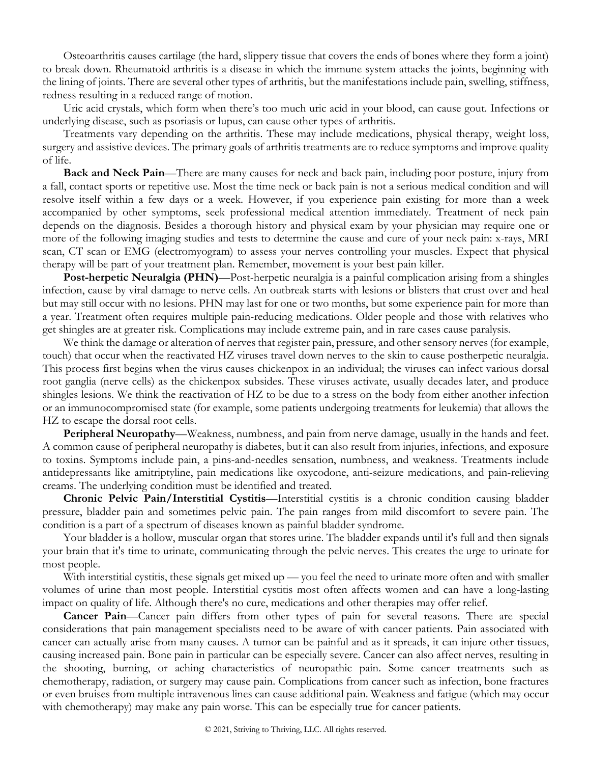Osteoarthritis causes cartilage (the hard, slippery tissue that covers the ends of bones where they form a joint) to break down. Rheumatoid arthritis is a disease in which the immune system attacks the joints, beginning with the lining of joints. There are several other types of arthritis, but the manifestations include pain, swelling, stiffness, redness resulting in a reduced range of motion.

Uric acid crystals, which form when there's too much uric acid in your blood, can cause gout. Infections or underlying disease, such as psoriasis or lupus, can cause other types of arthritis.

Treatments vary depending on the arthritis. These may include medications, physical therapy, weight loss, surgery and assistive devices. The primary goals of arthritis treatments are to reduce symptoms and improve quality of life.

**Back and Neck Pain**—There are many causes for neck and back pain, including poor posture, injury from a fall, contact sports or repetitive use. Most the time neck or back pain is not a serious medical condition and will resolve itself within a few days or a week. However, if you experience pain existing for more than a week accompanied by other symptoms, seek professional medical attention immediately. Treatment of neck pain depends on the diagnosis. Besides a thorough history and physical exam by your physician may require one or more of the following imaging studies and tests to determine the cause and cure of your neck pain: x-rays, MRI scan, CT scan or EMG (electromyogram) to assess your nerves controlling your muscles. Expect that physical therapy will be part of your treatment plan. Remember, movement is your best pain killer.

**Post-herpetic Neuralgia (PHN)**—Post-herpetic neuralgia is a painful complication arising from a shingles infection, cause by viral damage to nerve cells. An outbreak starts with lesions or blisters that crust over and heal but may still occur with no lesions. PHN may last for one or two months, but some experience pain for more than a year. Treatment often requires multiple pain-reducing medications. Older people and those with relatives who get shingles are at greater risk. Complications may include extreme pain, and in rare cases cause paralysis.

We think the damage or alteration of nerves that register pain, pressure, and other sensory nerves (for example, touch) that occur when the reactivated HZ viruses travel down nerves to the skin to cause postherpetic neuralgia. This process first begins when the virus causes chickenpox in an individual; the viruses can infect various dorsal root ganglia (nerve cells) as the chickenpox subsides. These viruses activate, usually decades later, and produce shingles lesions. We think the reactivation of HZ to be due to a stress on the body from either another infection or an immunocompromised state (for example, some patients undergoing treatments for leukemia) that allows the HZ to escape the dorsal root cells.

**Peripheral Neuropathy**—Weakness, numbness, and pain from nerve damage, usually in the hands and feet. A common cause of peripheral neuropathy is diabetes, but it can also result from injuries, infections, and exposure to toxins. Symptoms include pain, a pins-and-needles sensation, numbness, and weakness. Treatments include antidepressants like amitriptyline, pain medications like oxycodone, anti-seizure medications, and pain-relieving creams. The underlying condition must be identified and treated.

**Chronic Pelvic Pain/Interstitial Cystitis**—Interstitial cystitis is a chronic condition causing bladder pressure, bladder pain and sometimes pelvic pain. The pain ranges from mild discomfort to severe pain. The condition is a part of a spectrum of diseases known as painful bladder syndrome.

Your bladder is a hollow, muscular organ that stores urine. The bladder expands until it's full and then signals your brain that it's time to urinate, communicating through the pelvic nerves. This creates the urge to urinate for most people.

With interstitial cystitis, these signals get mixed up — you feel the need to urinate more often and with smaller volumes of urine than most people. Interstitial cystitis most often affects women and can have a long-lasting impact on quality of life. Although there's no cure, medications and other therapies may offer relief.

**Cancer Pain**—Cancer pain differs from other types of pain for several reasons. There are special considerations that pain management specialists need to be aware of with cancer patients. Pain associated with cancer can actually arise from many causes. A tumor can be painful and as it spreads, it can injure other tissues, causing increased pain. Bone pain in particular can be especially severe. Cancer can also affect nerves, resulting in the shooting, burning, or aching characteristics of neuropathic pain. Some cancer treatments such as chemotherapy, radiation, or surgery may cause pain. Complications from cancer such as infection, bone fractures or even bruises from multiple intravenous lines can cause additional pain. Weakness and fatigue (which may occur with chemotherapy) may make any pain worse. This can be especially true for cancer patients.

© 2021, Striving to Thriving, LLC. All rights reserved.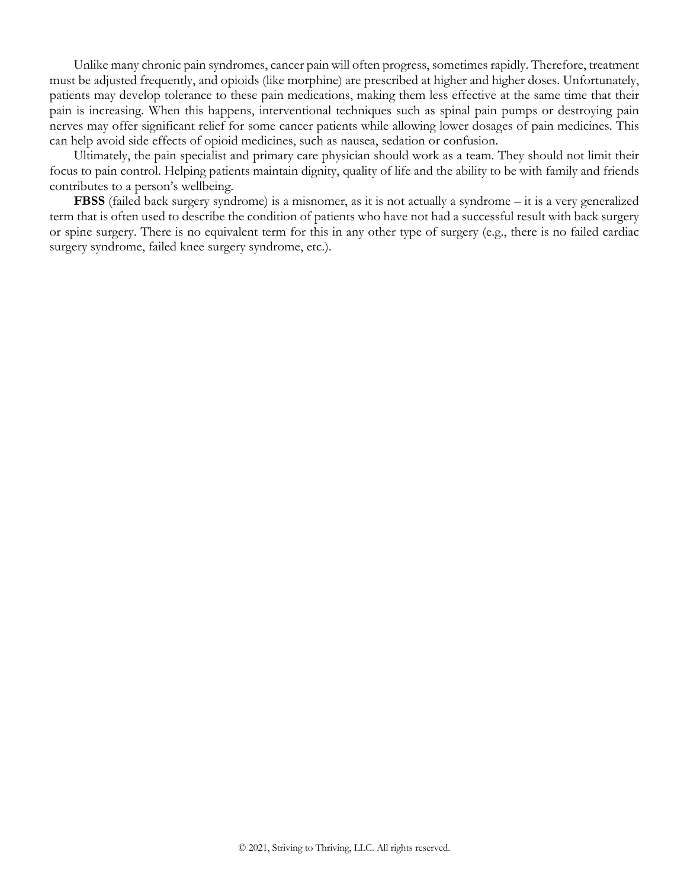Unlike many chronic pain syndromes, cancer pain will often progress, sometimes rapidly. Therefore, treatment must be adjusted frequently, and opioids (like morphine) are prescribed at higher and higher doses. Unfortunately, patients may develop tolerance to these pain medications, making them less effective at the same time that their pain is increasing. When this happens, interventional techniques such as spinal pain pumps or destroying pain nerves may offer significant relief for some cancer patients while allowing lower dosages of pain medicines. This can help avoid side effects of opioid medicines, such as nausea, sedation or confusion.

Ultimately, the pain specialist and primary care physician should work as a team. They should not limit their focus to pain control. Helping patients maintain dignity, quality of life and the ability to be with family and friends contributes to a person's wellbeing.

**FBSS** (failed back surgery syndrome) is a misnomer, as it is not actually a syndrome – it is a very generalized term that is often used to describe the condition of patients who have not had a successful result with back surgery or spine surgery. There is no equivalent term for this in any other type of surgery (e.g., there is no failed cardiac surgery syndrome, failed knee surgery syndrome, etc.).